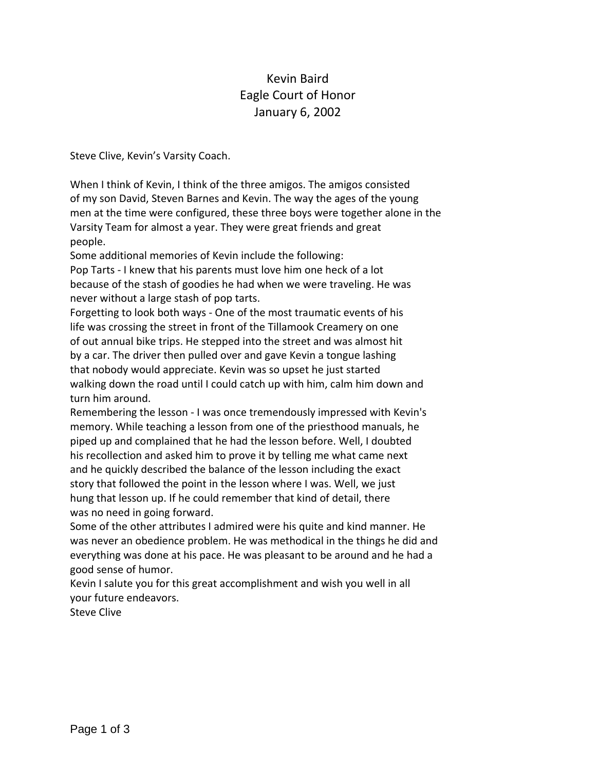# Kevin Baird
## Eagle Court of Honor
## January 6, 2002

Steve Clive, Kevin's Varsity Coach.

When I think of Kevin, I think of the three amigos. The amigos consisted of my son David, Steven Barnes and Kevin. The way the ages of the young men at the time were configured, these three boys were together alone in the Varsity Team for almost a year. They were great friends and great people.

Some additional memories of Kevin include the following:

Pop Tarts - I knew that his parents must love him one heck of a lot because of the stash of goodies he had when we were traveling. He was never without a large stash of pop tarts.

Forgetting to look both ways - One of the most traumatic events of his life was crossing the street in front of the Tillamook Creamery on one of out annual bike trips. He stepped into the street and was almost hit by a car. The driver then pulled over and gave Kevin a tongue lashing that nobody would appreciate. Kevin was so upset he just started walking down the road until I could catch up with him, calm him down and turn him around.

Remembering the lesson - I was once tremendously impressed with Kevin's memory. While teaching a lesson from one of the priesthood manuals, he piped up and complained that he had the lesson before. Well, I doubted his recollection and asked him to prove it by telling me what came next and he quickly described the balance of the lesson including the exact story that followed the point in the lesson where I was. Well, we just hung that lesson up. If he could remember that kind of detail, there was no need in going forward.

Some of the other attributes I admired were his quite and kind manner. He was never an obedience problem. He was methodical in the things he did and everything was done at his pace. He was pleasant to be around and he had a good sense of humor.

Kevin I salute you for this great accomplishment and wish you well in all your future endeavors.

Steve Clive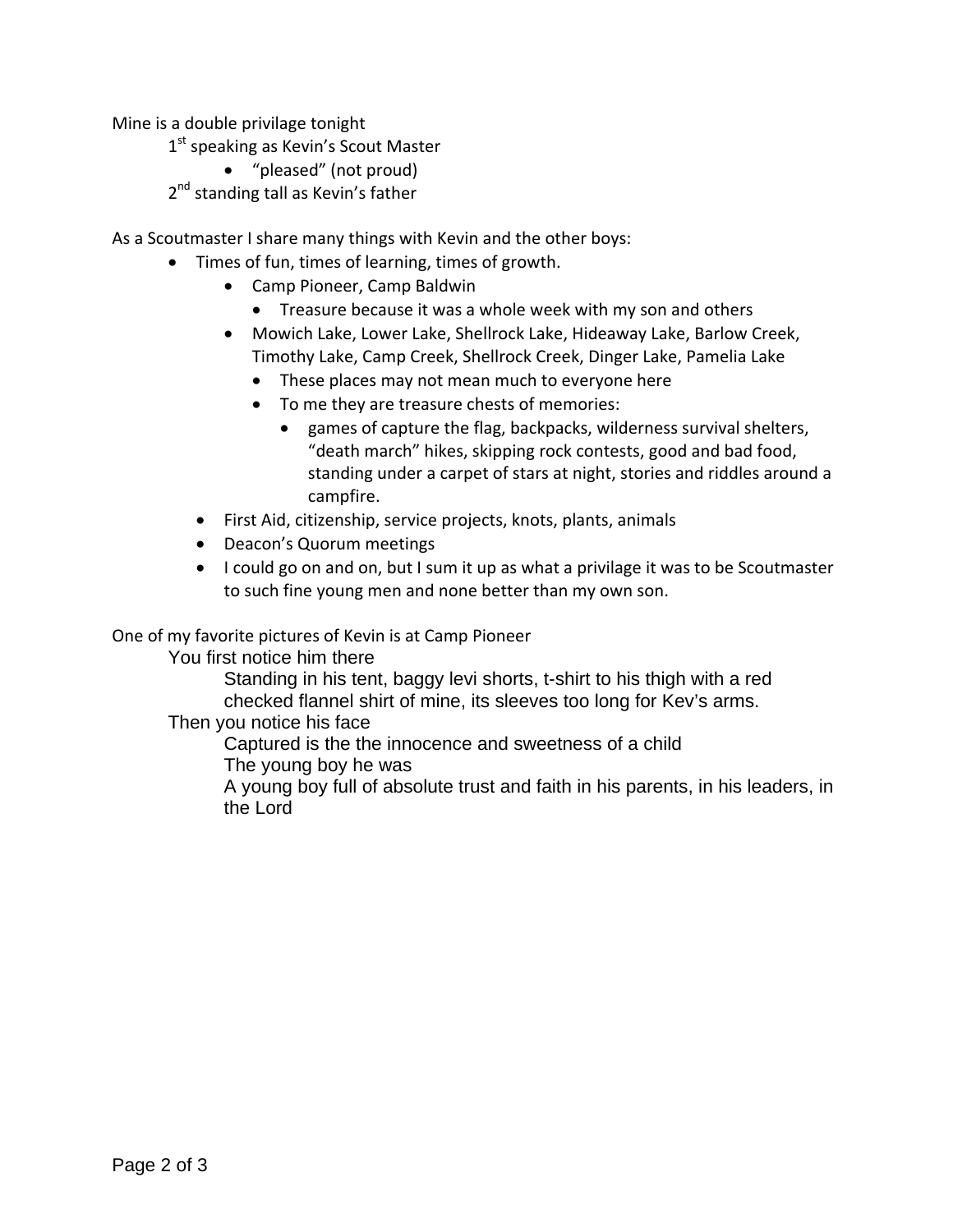Mine is a double privilage tonight

1st speaking as Kevin's Scout Master

- "pleased" (not proud)

2nd standing tall as Kevin's father

As a Scoutmaster I share many things with Kevin and the other boys:

- Times of fun, times of learning, times of growth.
  - Camp Pioneer, Camp Baldwin
    - Treasure because it was a whole week with my son and others
  - Mowich Lake, Lower Lake, Shellrock Lake, Hideaway Lake, Barlow Creek, Timothy Lake, Camp Creek, Shellrock Creek, Dinger Lake, Pamelia Lake
    - These places may not mean much to everyone here
    - To me they are treasure chests of memories:
      - games of capture the flag, backpacks, wilderness survival shelters, "death march" hikes, skipping rock contests, good and bad food, standing under a carpet of stars at night, stories and riddles around a campfire.
  - First Aid, citizenship, service projects, knots, plants, animals
  - Deacon's Quorum meetings
  - I could go on and on, but I sum it up as what a privilage it was to be Scoutmaster to such fine young men and none better than my own son.

One of my favorite pictures of Kevin is at Camp Pioneer

You first notice him there

Standing in his tent, baggy levi shorts, t-shirt to his thigh with a red checked flannel shirt of mine, its sleeves too long for Kev's arms.

Then you notice his face

Captured is the the innocence and sweetness of a child

The young boy he was

A young boy full of absolute trust and faith in his parents, in his leaders, in the Lord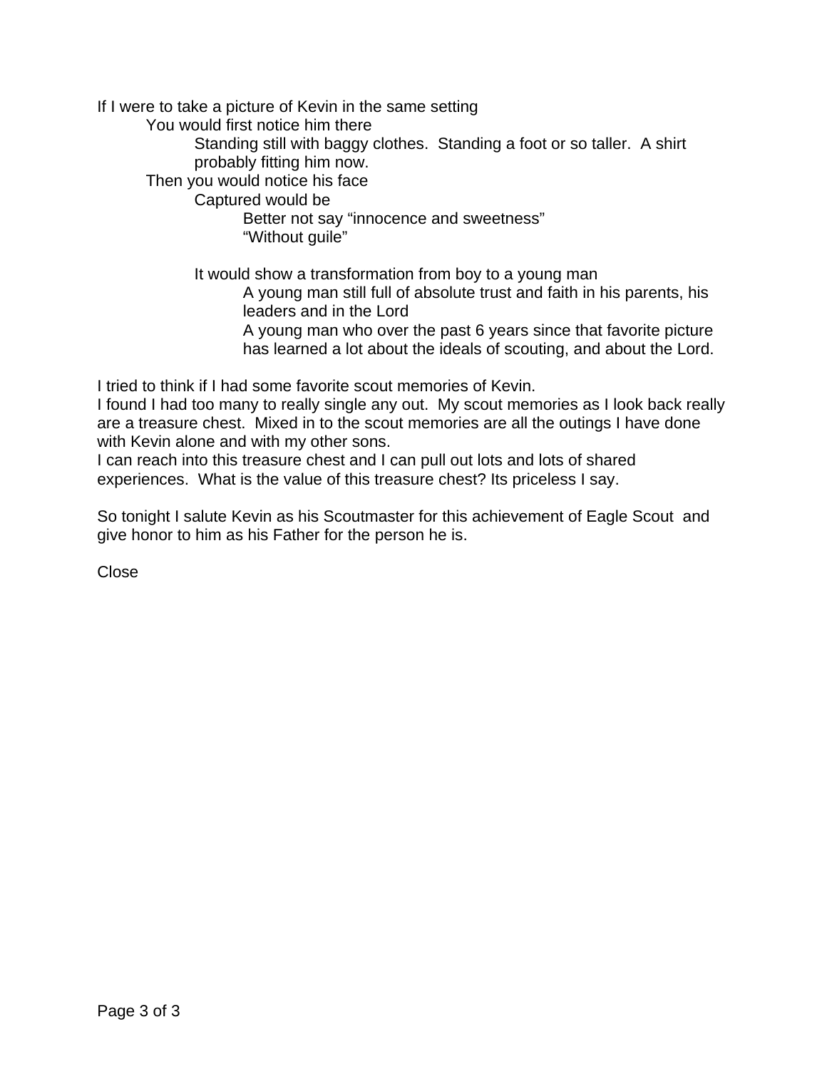If I were to take a picture of Kevin in the same setting

- You would first notice him there
  - Standing still with baggy clothes.  Standing a foot or so taller.  A shirt probably fitting him now.
- Then you would notice his face
  - Captured would be
    - Better not say “innocence and sweetness”
    - “Without guile”

  - It would show a transformation from boy to a young man
    - A young man still full of absolute trust and faith in his parents, his leaders and in the Lord
    - A young man who over the past 6 years since that favorite picture has learned a lot about the ideals of scouting, and about the Lord.

I tried to think if I had some favorite scout memories of Kevin.
I found I had too many to really single any out.  My scout memories as I look back really are a treasure chest.  Mixed in to the scout memories are all the outings I have done with Kevin alone and with my other sons.
I can reach into this treasure chest and I can pull out lots and lots of shared experiences.  What is the value of this treasure chest? Its priceless I say.

So tonight I salute Kevin as his Scoutmaster for this achievement of Eagle Scout  and give honor to him as his Father for the person he is.

Close